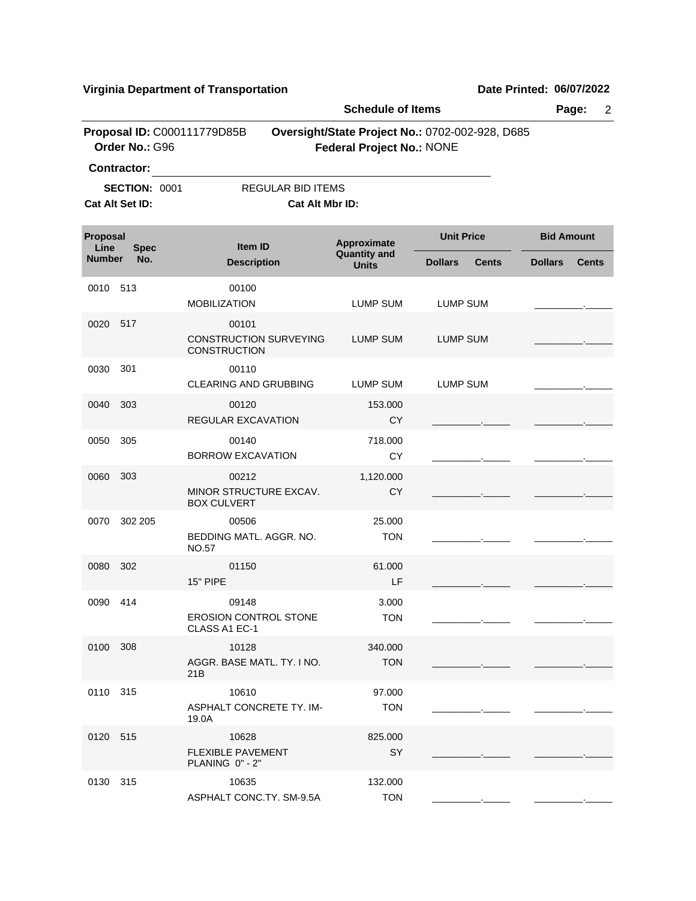**Virginia Department of Transportation** **Date Printed: 06/07/2022**

**Schedule of Items**

**Proposal ID:** C000111779D85B **Oversight/State Project No.:** 0702-002-928, D685
**Order No.:** G96 **Federal Project No.:** NONE

**Contractor:** ______________________________

**SECTION:** 0001 REGULAR BID ITEMS

**Cat Alt Set ID:** **Cat Alt Mbr ID:**

| Proposal Line Number | Spec No. | Item ID / Description | Approximate Quantity and Units | Unit Price | | Bid Amount | |
|---|---|---|---|---|---|---|---|
| | | | | Dollars | Cents | Dollars | Cents |
| 0010 | 513 | 00100 MOBILIZATION | LUMP SUM | LUMP SUM | | _________ | _____ |
| 0020 | 517 | 00101 CONSTRUCTION SURVEYING CONSTRUCTION | LUMP SUM | LUMP SUM | | _________ | _____ |
| 0030 | 301 | 00110 CLEARING AND GRUBBING | LUMP SUM | LUMP SUM | | _________ | _____ |
| 0040 | 303 | 00120 REGULAR EXCAVATION | 153.000 CY | _________ | _____ | _________ | _____ |
| 0050 | 305 | 00140 BORROW EXCAVATION | 718.000 CY | _________ | _____ | _________ | _____ |
| 0060 | 303 | 00212 MINOR STRUCTURE EXCAV. BOX CULVERT | 1,120.000 CY | _________ | _____ | _________ | _____ |
| 0070 | 302 205 | 00506 BEDDING MATL. AGGR. NO. NO.57 | 25.000 TON | _________ | _____ | _________ | _____ |
| 0080 | 302 | 01150 15" PIPE | 61.000 LF | _________ | _____ | _________ | _____ |
| 0090 | 414 | 09148 EROSION CONTROL STONE CLASS A1 EC-1 | 3.000 TON | _________ | _____ | _________ | _____ |
| 0100 | 308 | 10128 AGGR. BASE MATL. TY. I NO. 21B | 340.000 TON | _________ | _____ | _________ | _____ |
| 0110 | 315 | 10610 ASPHALT CONCRETE TY. IM-19.0A | 97.000 TON | _________ | _____ | _________ | _____ |
| 0120 | 515 | 10628 FLEXIBLE PAVEMENT PLANING 0" - 2" | 825.000 SY | _________ | _____ | _________ | _____ |
| 0130 | 315 | 10635 ASPHALT CONC.TY. SM-9.5A | 132.000 TON | _________ | _____ | _________ | _____ |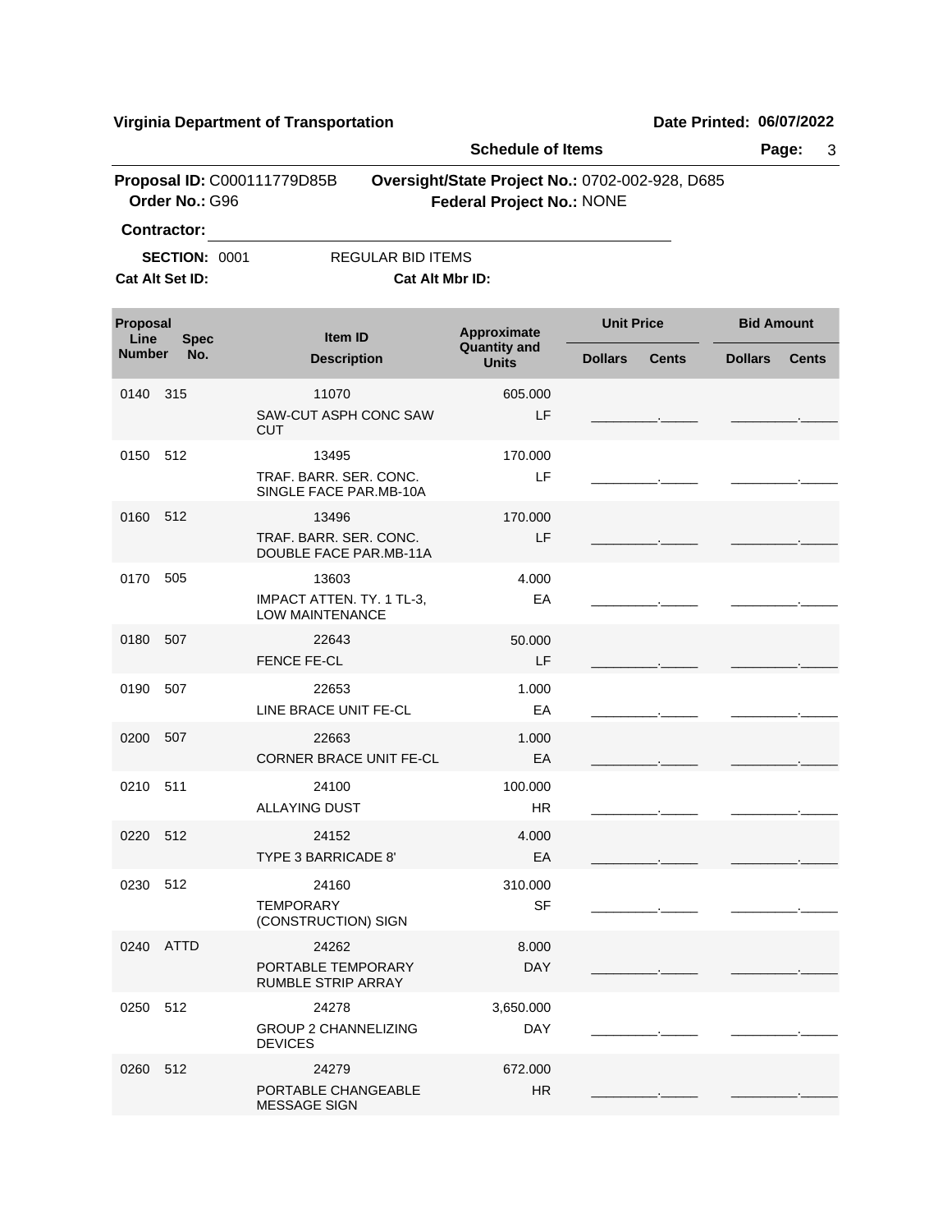**Virginia Department of Transportation** **Date Printed: 06/07/2022**

**Schedule of Items**

**Proposal ID:** C000111779D85B **Oversight/State Project No.:** 0702-002-928, D685
**Order No.:** G96 **Federal Project No.:** NONE

**Contractor:** ____________________

**SECTION:** 0001 REGULAR BID ITEMS

**Cat Alt Set ID:** **Cat Alt Mbr ID:**

| Proposal Line Number | Spec No. | Item ID / Description | Approximate Quantity and Units | Unit Price Dollars | Unit Price Cents | Bid Amount Dollars | Bid Amount Cents |
|---|---|---|---|---|---|---|---|
| 0140 | 315 | 11070<br>SAW-CUT ASPH CONC SAW CUT | 605.000<br>LF | | | | |
| 0150 | 512 | 13495<br>TRAF. BARR. SER. CONC. SINGLE FACE PAR.MB-10A | 170.000<br>LF | | | | |
| 0160 | 512 | 13496<br>TRAF. BARR. SER. CONC. DOUBLE FACE PAR.MB-11A | 170.000<br>LF | | | | |
| 0170 | 505 | 13603<br>IMPACT ATTEN. TY. 1 TL-3, LOW MAINTENANCE | 4.000<br>EA | | | | |
| 0180 | 507 | 22643<br>FENCE FE-CL | 50.000<br>LF | | | | |
| 0190 | 507 | 22653<br>LINE BRACE UNIT FE-CL | 1.000<br>EA | | | | |
| 0200 | 507 | 22663<br>CORNER BRACE UNIT FE-CL | 1.000<br>EA | | | | |
| 0210 | 511 | 24100<br>ALLAYING DUST | 100.000<br>HR | | | | |
| 0220 | 512 | 24152<br>TYPE 3 BARRICADE 8' | 4.000<br>EA | | | | |
| 0230 | 512 | 24160<br>TEMPORARY (CONSTRUCTION) SIGN | 310.000<br>SF | | | | |
| 0240 | ATTD | 24262<br>PORTABLE TEMPORARY RUMBLE STRIP ARRAY | 8.000<br>DAY | | | | |
| 0250 | 512 | 24278<br>GROUP 2 CHANNELIZING DEVICES | 3,650.000<br>DAY | | | | |
| 0260 | 512 | 24279<br>PORTABLE CHANGEABLE MESSAGE SIGN | 672.000<br>HR | | | | |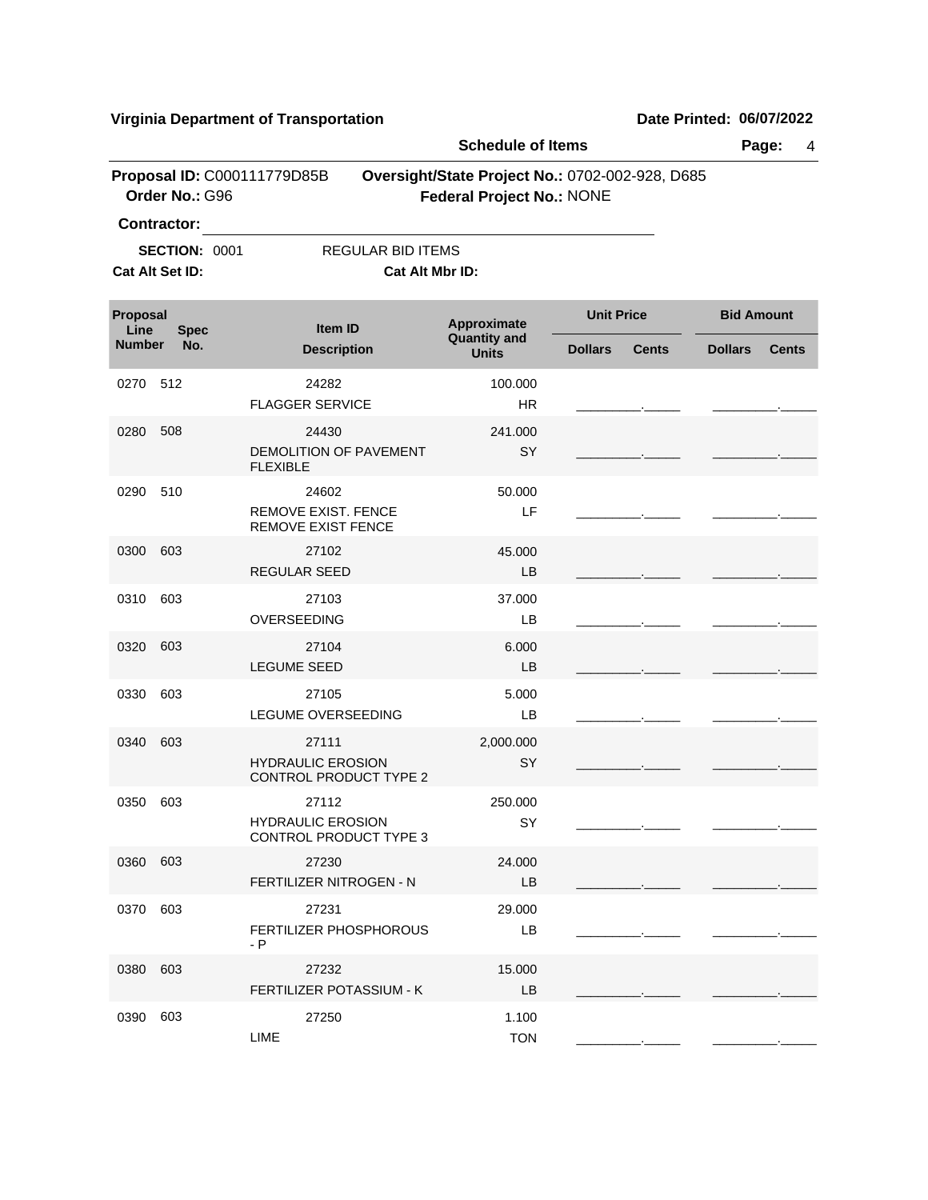**Virginia Department of Transportation** | **Date Printed: 06/07/2022**

**Schedule of Items** | **Page:** 4

**Proposal ID:** C000111779D85B **Oversight/State Project No.:** 0702-002-928, D685
**Order No.:** G96 **Federal Project No.:** NONE

**Contractor:** ______________________________

**SECTION:** 0001 REGULAR BID ITEMS

**Cat Alt Set ID:** **Cat Alt Mbr ID:**

| Proposal Line Number | Spec No. | Item ID / Description | Approximate Quantity and Units | Unit Price Dollars | Unit Price Cents | Bid Amount Dollars | Bid Amount Cents |
|---|---|---|---|---|---|---|---|
| 0270 | 512 | 24282<br>FLAGGER SERVICE | 100.000<br>HR | | | | |
| 0280 | 508 | 24430<br>DEMOLITION OF PAVEMENT FLEXIBLE | 241.000<br>SY | | | | |
| 0290 | 510 | 24602<br>REMOVE EXIST. FENCE<br>REMOVE EXIST FENCE | 50.000<br>LF | | | | |
| 0300 | 603 | 27102<br>REGULAR SEED | 45.000<br>LB | | | | |
| 0310 | 603 | 27103<br>OVERSEEDING | 37.000<br>LB | | | | |
| 0320 | 603 | 27104<br>LEGUME SEED | 6.000<br>LB | | | | |
| 0330 | 603 | 27105<br>LEGUME OVERSEEDING | 5.000<br>LB | | | | |
| 0340 | 603 | 27111<br>HYDRAULIC EROSION CONTROL PRODUCT TYPE 2 | 2,000.000<br>SY | | | | |
| 0350 | 603 | 27112<br>HYDRAULIC EROSION CONTROL PRODUCT TYPE 3 | 250.000<br>SY | | | | |
| 0360 | 603 | 27230<br>FERTILIZER NITROGEN - N | 24.000<br>LB | | | | |
| 0370 | 603 | 27231<br>FERTILIZER PHOSPHOROUS - P | 29.000<br>LB | | | | |
| 0380 | 603 | 27232<br>FERTILIZER POTASSIUM - K | 15.000<br>LB | | | | |
| 0390 | 603 | 27250<br>LIME | 1.100<br>TON | | | | |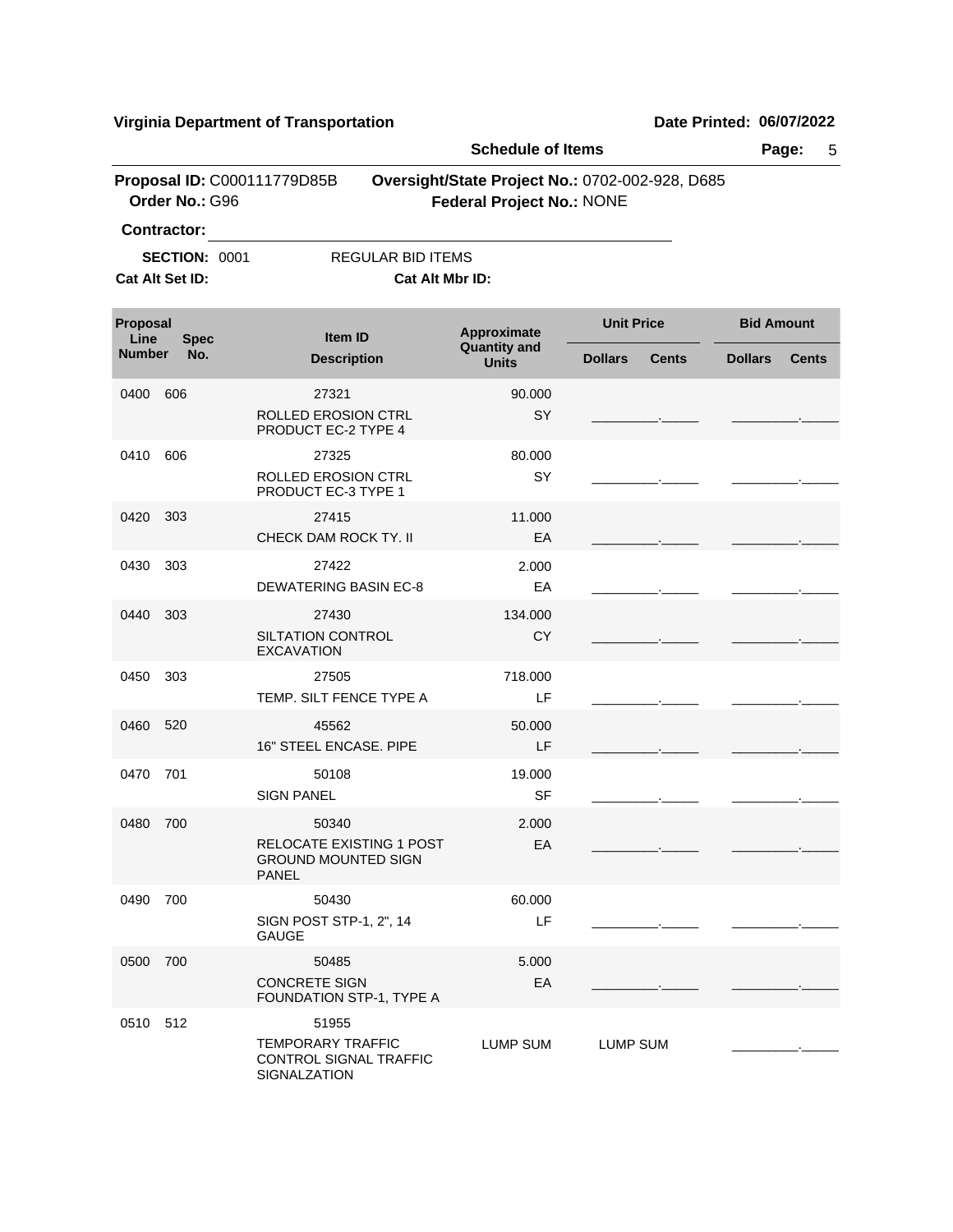**Virginia Department of Transportation**

**Date Printed: 06/07/2022**

**Schedule of Items**

**Proposal ID:** C000111779D85B
**Order No.:** G96

**Oversight/State Project No.:** 0702-002-928, D685
**Federal Project No.:** NONE

**Contractor:** ______________________________

**SECTION:** 0001 REGULAR BID ITEMS

**Cat Alt Set ID:**
**Cat Alt Mbr ID:**

| Proposal Line Number | Spec No. | Item ID / Description | Approximate Quantity and Units | Unit Price Dollars | Unit Price Cents | Bid Amount Dollars | Bid Amount Cents |
|---|---|---|---|---|---|---|---|
| 0400 | 606 | 27321 ROLLED EROSION CTRL PRODUCT EC-2 TYPE 4 | 90.000 SY | ________ | _____ | ________ | _____ |
| 0410 | 606 | 27325 ROLLED EROSION CTRL PRODUCT EC-3 TYPE 1 | 80.000 SY | ________ | _____ | ________ | _____ |
| 0420 | 303 | 27415 CHECK DAM ROCK TY. II | 11.000 EA | ________ | _____ | ________ | _____ |
| 0430 | 303 | 27422 DEWATERING BASIN EC-8 | 2.000 EA | ________ | _____ | ________ | _____ |
| 0440 | 303 | 27430 SILTATION CONTROL EXCAVATION | 134.000 CY | ________ | _____ | ________ | _____ |
| 0450 | 303 | 27505 TEMP. SILT FENCE TYPE A | 718.000 LF | ________ | _____ | ________ | _____ |
| 0460 | 520 | 45562 16" STEEL ENCASE. PIPE | 50.000 LF | ________ | _____ | ________ | _____ |
| 0470 | 701 | 50108 SIGN PANEL | 19.000 SF | ________ | _____ | ________ | _____ |
| 0480 | 700 | 50340 RELOCATE EXISTING 1 POST GROUND MOUNTED SIGN PANEL | 2.000 EA | ________ | _____ | ________ | _____ |
| 0490 | 700 | 50430 SIGN POST STP-1, 2", 14 GAUGE | 60.000 LF | ________ | _____ | ________ | _____ |
| 0500 | 700 | 50485 CONCRETE SIGN FOUNDATION STP-1, TYPE A | 5.000 EA | ________ | _____ | ________ | _____ |
| 0510 | 512 | 51955 TEMPORARY TRAFFIC CONTROL SIGNAL TRAFFIC SIGNALZATION | LUMP SUM | LUMP SUM | | ________ | _____ |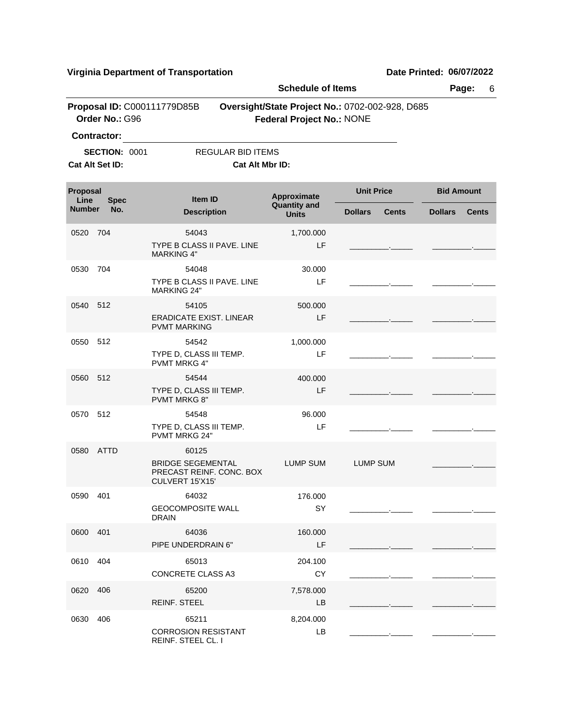**Virginia Department of Transportation** | **Date Printed: 06/07/2022**

**Schedule of Items**

**Proposal ID:** C000111779D85B | **Oversight/State Project No.:** 0702-002-928, D685
**Order No.:** G96 | **Federal Project No.:** NONE

**Contractor:** ____________________

**SECTION:** 0001 REGULAR BID ITEMS

**Cat Alt Set ID:** **Cat Alt Mbr ID:**

| Proposal Line Number | Spec No. | Item ID / Description | Approximate Quantity and Units | Unit Price Dollars | Unit Price Cents | Bid Amount Dollars | Bid Amount Cents |
|---|---|---|---|---|---|---|---|
| 0520 | 704 | 54043 TYPE B CLASS II PAVE. LINE MARKING 4" | 1,700.000 LF | | | | |
| 0530 | 704 | 54048 TYPE B CLASS II PAVE. LINE MARKING 24" | 30.000 LF | | | | |
| 0540 | 512 | 54105 ERADICATE EXIST. LINEAR PVMT MARKING | 500.000 LF | | | | |
| 0550 | 512 | 54542 TYPE D, CLASS III TEMP. PVMT MRKG 4" | 1,000.000 LF | | | | |
| 0560 | 512 | 54544 TYPE D, CLASS III TEMP. PVMT MRKG 8" | 400.000 LF | | | | |
| 0570 | 512 | 54548 TYPE D, CLASS III TEMP. PVMT MRKG 24" | 96.000 LF | | | | |
| 0580 | ATTD | 60125 BRIDGE SEGEMENTAL PRECAST REINF. CONC. BOX CULVERT 15'X15' | LUMP SUM | LUMP SUM | | | |
| 0590 | 401 | 64032 GEOCOMPOSITE WALL DRAIN | 176.000 SY | | | | |
| 0600 | 401 | 64036 PIPE UNDERDRAIN 6" | 160.000 LF | | | | |
| 0610 | 404 | 65013 CONCRETE CLASS A3 | 204.100 CY | | | | |
| 0620 | 406 | 65200 REINF. STEEL | 7,578.000 LB | | | | |
| 0630 | 406 | 65211 CORROSION RESISTANT REINF. STEEL CL. I | 8,204.000 LB | | | | |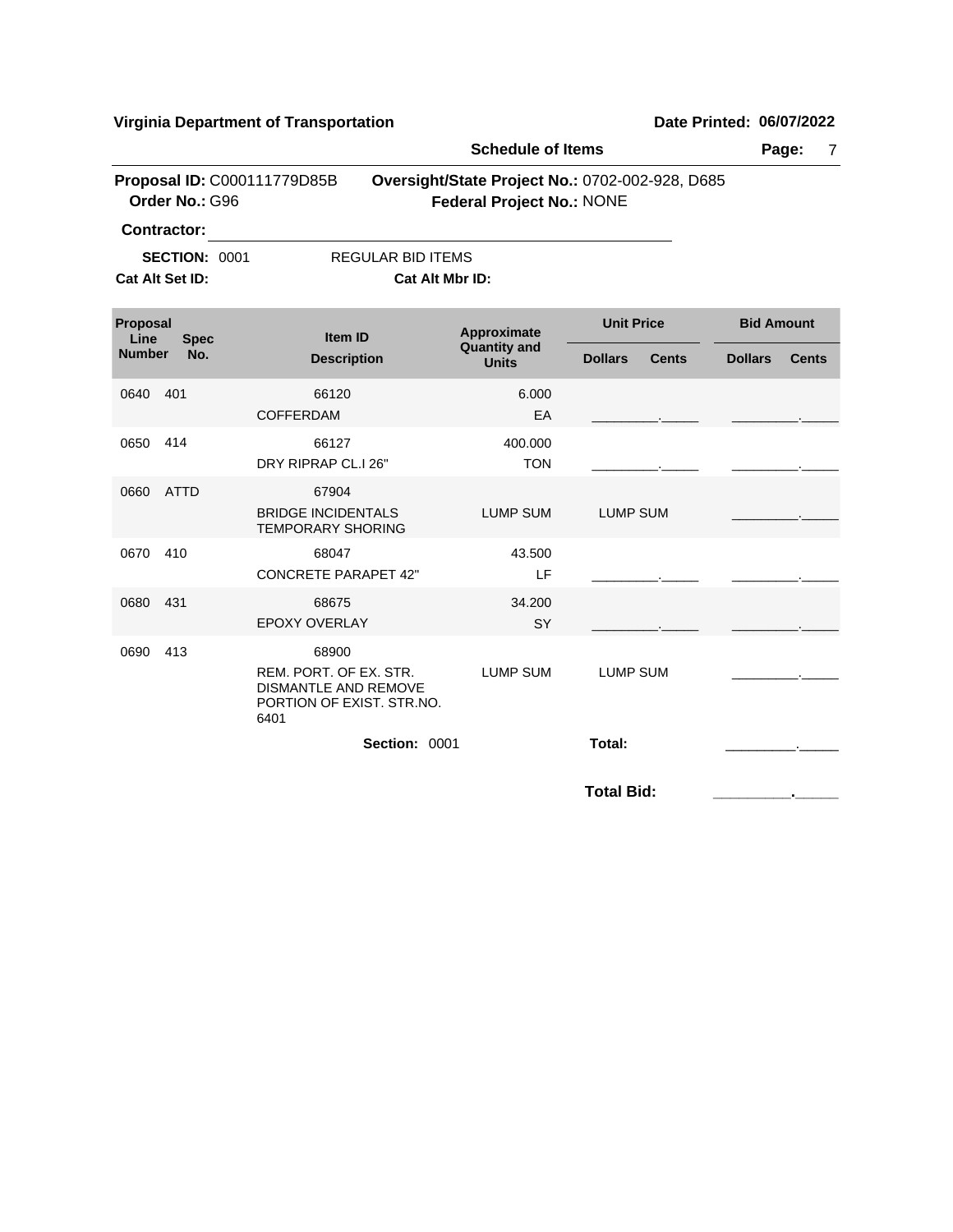**Virginia Department of Transportation** **Date Printed: 06/07/2022**

**Schedule of Items** **Page:** 7

**Proposal ID:** C000111779D85B **Oversight/State Project No.:** 0702-002-928, D685
**Order No.:** G96 **Federal Project No.:** NONE

**Contractor:** ____________________________________________

**SECTION:** 0001 REGULAR BID ITEMS
**Cat Alt Set ID:** **Cat Alt Mbr ID:**

| Proposal Line Number | Spec No. | Item ID / Description | Approximate Quantity and Units | Unit Price Dollars | Unit Price Cents | Bid Amount Dollars | Bid Amount Cents |
|---|---|---|---|---|---|---|---|
| 0640 | 401 | 66120<br>COFFERDAM | 6.000<br>EA | _________ | _____ | _________ | _____ |
| 0650 | 414 | 66127<br>DRY RIPRAP CL.I 26" | 400.000<br>TON | _________ | _____ | _________ | _____ |
| 0660 | ATTD | 67904<br>BRIDGE INCIDENTALS TEMPORARY SHORING | LUMP SUM | LUMP SUM | | _________ | _____ |
| 0670 | 410 | 68047<br>CONCRETE PARAPET 42" | 43.500<br>LF | _________ | _____ | _________ | _____ |
| 0680 | 431 | 68675<br>EPOXY OVERLAY | 34.200<br>SY | _________ | _____ | _________ | _____ |
| 0690 | 413 | 68900<br>REM. PORT. OF EX. STR. DISMANTLE AND REMOVE PORTION OF EXIST. STR.NO. 6401 | LUMP SUM | LUMP SUM | | _________ | _____ |
| | | **Section:** 0001 | | **Total:** | | _________ | _____ |

**Total Bid:** _________._____